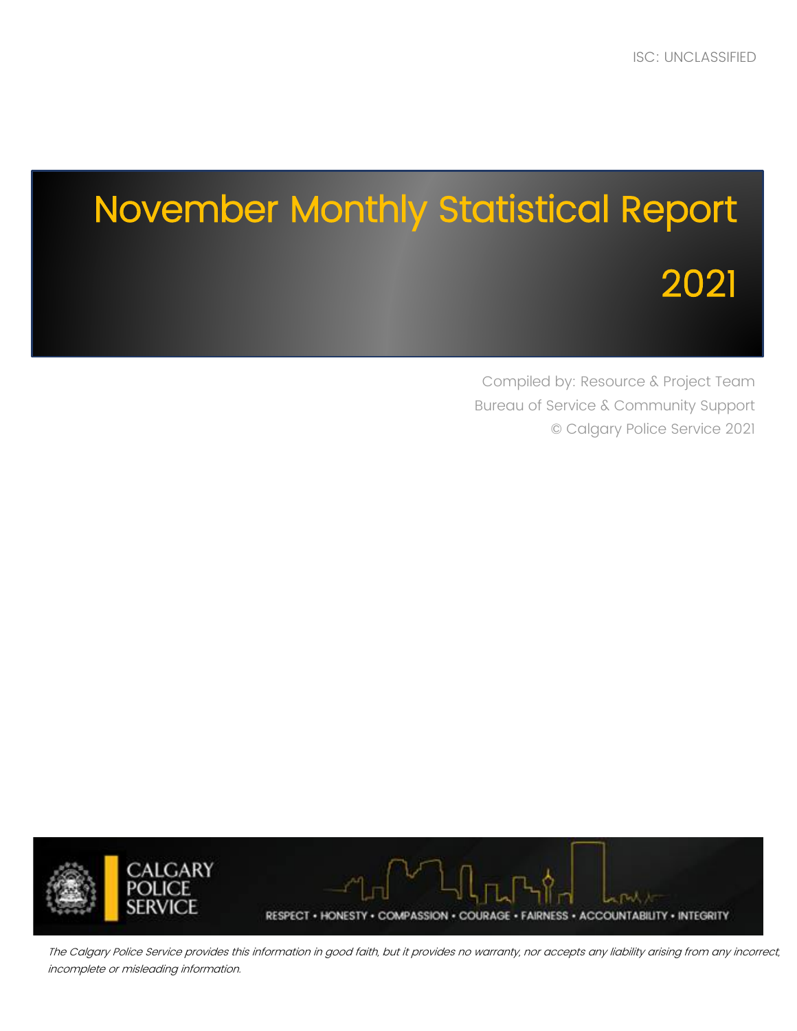ISC: UNCLASSIFIED

# November Monthly Statistical Report

# 2021

Compiled by: Resource & Project Team

Bureau of Service & Community Support

© Calgary Police Service 2021

CALGARY POLICE SERVICE

RESPECT • HONESTY • COMPASSION • COURAGE • FAIRNESS • ACCOUNTABILITY • INTEGRITY

*The Calgary Police Service provides this information in good faith, but it provides no warranty, nor accepts any liability arising from any incorrect, incomplete or misleading information.*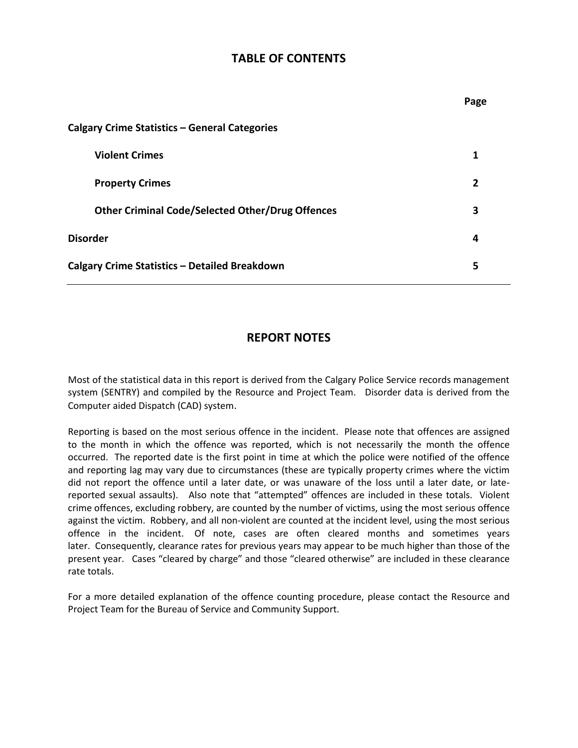# TABLE OF CONTENTS

| | Page |
|---|---|
| **Calgary Crime Statistics – General Categories** | |
| **Violent Crimes** | **1** |
| **Property Crimes** | **2** |
| **Other Criminal Code/Selected Other/Drug Offences** | **3** |
| **Disorder** | **4** |
| **Calgary Crime Statistics – Detailed Breakdown** | **5** |

# REPORT NOTES

Most of the statistical data in this report is derived from the Calgary Police Service records management system (SENTRY) and compiled by the Resource and Project Team. Disorder data is derived from the Computer aided Dispatch (CAD) system.

Reporting is based on the most serious offence in the incident. Please note that offences are assigned to the month in which the offence was reported, which is not necessarily the month the offence occurred. The reported date is the first point in time at which the police were notified of the offence and reporting lag may vary due to circumstances (these are typically property crimes where the victim did not report the offence until a later date, or was unaware of the loss until a later date, or late-reported sexual assaults). Also note that "attempted" offences are included in these totals. Violent crime offences, excluding robbery, are counted by the number of victims, using the most serious offence against the victim. Robbery, and all non-violent are counted at the incident level, using the most serious offence in the incident. Of note, cases are often cleared months and sometimes years later. Consequently, clearance rates for previous years may appear to be much higher than those of the present year. Cases "cleared by charge" and those "cleared otherwise" are included in these clearance rate totals.

For a more detailed explanation of the offence counting procedure, please contact the Resource and Project Team for the Bureau of Service and Community Support.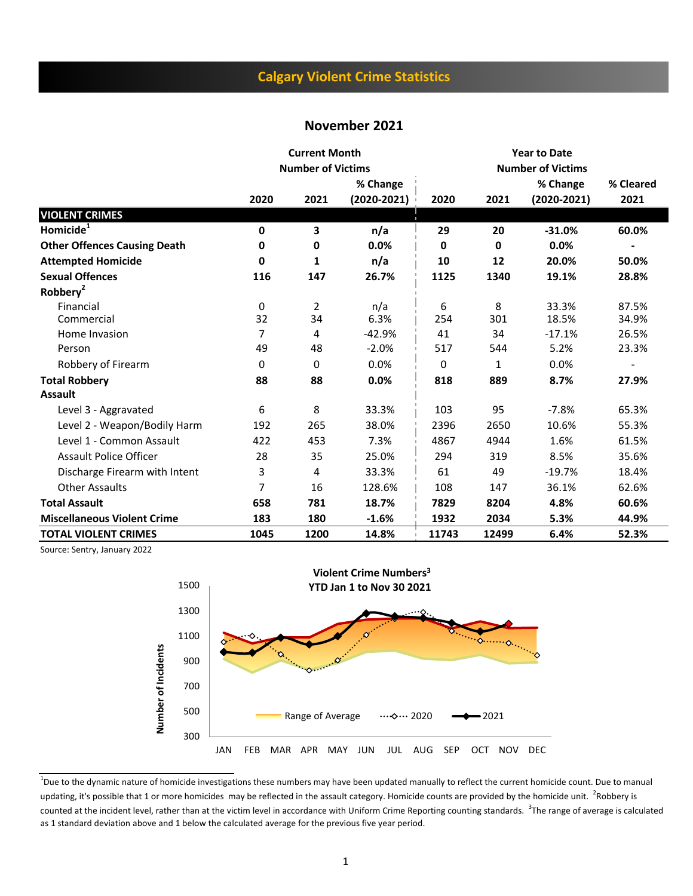# Calgary Violent Crime Statistics

## November 2021

| | Current Month Number of Victims | | | Year to Date Number of Victims | | | |
|---|---|---|---|---|---|---|---|
| | 2020 | 2021 | % Change (2020-2021) | 2020 | 2021 | % Change (2020-2021) | % Cleared 2021 |
| **VIOLENT CRIMES** | | | | | | | |
| **Homicide[1]** | **0** | **3** | **n/a** | **29** | **20** | **-31.0%** | **60.0%** |
| **Other Offences Causing Death** | **0** | **0** | **0.0%** | **0** | **0** | **0.0%** | **-** |
| **Attempted Homicide** | **0** | **1** | **n/a** | **10** | **12** | **20.0%** | **50.0%** |
| **Sexual Offences** | **116** | **147** | **26.7%** | **1125** | **1340** | **19.1%** | **28.8%** |
| **Robbery[2]** | | | | | | | |
| Financial | 0 | 2 | n/a | 6 | 8 | 33.3% | 87.5% |
| Commercial | 32 | 34 | 6.3% | 254 | 301 | 18.5% | 34.9% |
| Home Invasion | 7 | 4 | -42.9% | 41 | 34 | -17.1% | 26.5% |
| Person | 49 | 48 | -2.0% | 517 | 544 | 5.2% | 23.3% |
| Robbery of Firearm | 0 | 0 | 0.0% | 0 | 1 | 0.0% | - |
| **Total Robbery** | **88** | **88** | **0.0%** | **818** | **889** | **8.7%** | **27.9%** |
| **Assault** | | | | | | | |
| Level 3 - Aggravated | 6 | 8 | 33.3% | 103 | 95 | -7.8% | 65.3% |
| Level 2 - Weapon/Bodily Harm | 192 | 265 | 38.0% | 2396 | 2650 | 10.6% | 55.3% |
| Level 1 - Common Assault | 422 | 453 | 7.3% | 4867 | 4944 | 1.6% | 61.5% |
| Assault Police Officer | 28 | 35 | 25.0% | 294 | 319 | 8.5% | 35.6% |
| Discharge Firearm with Intent | 3 | 4 | 33.3% | 61 | 49 | -19.7% | 18.4% |
| Other Assaults | 7 | 16 | 128.6% | 108 | 147 | 36.1% | 62.6% |
| **Total Assault** | **658** | **781** | **18.7%** | **7829** | **8204** | **4.8%** | **60.6%** |
| **Miscellaneous Violent Crime** | **183** | **180** | **-1.6%** | **1932** | **2034** | **5.3%** | **44.9%** |
| **TOTAL VIOLENT CRIMES** | **1045** | **1200** | **14.8%** | **11743** | **12499** | **6.4%** | **52.3%** |

Source: Sentry, January 2022

**Violent Crime Numbers[3]**
**YTD Jan 1 to Nov 30 2021**

[1]Due to the dynamic nature of homicide investigations these numbers may have been updated manually to reflect the current homicide count. Due to manual updating, it's possible that 1 or more homicides may be reflected in the assault category. Homicide counts are provided by the homicide unit. [2]Robbery is counted at the incident level, rather than at the victim level in accordance with Uniform Crime Reporting counting standards. [3]The range of average is calculated as 1 standard deviation above and 1 below the calculated average for the previous five year period.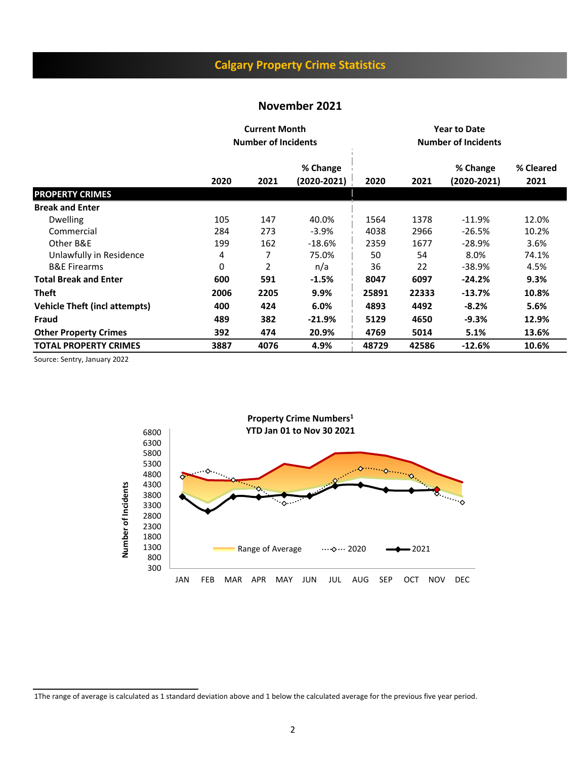# Calgary Property Crime Statistics

## November 2021

| | Current Month Number of Incidents | | | Year to Date Number of Incidents | | | |
|---|---|---|---|---|---|---|---|
| | 2020 | 2021 | % Change (2020-2021) | 2020 | 2021 | % Change (2020-2021) | % Cleared 2021 |
| **PROPERTY CRIMES** | | | | | | | |
| **Break and Enter** | | | | | | | |
| Dwelling | 105 | 147 | 40.0% | 1564 | 1378 | -11.9% | 12.0% |
| Commercial | 284 | 273 | -3.9% | 4038 | 2966 | -26.5% | 10.2% |
| Other B&E | 199 | 162 | -18.6% | 2359 | 1677 | -28.9% | 3.6% |
| Unlawfully in Residence | 4 | 7 | 75.0% | 50 | 54 | 8.0% | 74.1% |
| B&E Firearms | 0 | 2 | n/a | 36 | 22 | -38.9% | 4.5% |
| **Total Break and Enter** | **600** | **591** | **-1.5%** | **8047** | **6097** | **-24.2%** | **9.3%** |
| **Theft** | **2006** | **2205** | **9.9%** | **25891** | **22333** | **-13.7%** | **10.8%** |
| **Vehicle Theft (incl attempts)** | **400** | **424** | **6.0%** | **4893** | **4492** | **-8.2%** | **5.6%** |
| **Fraud** | **489** | **382** | **-21.9%** | **5129** | **4650** | **-9.3%** | **12.9%** |
| **Other Property Crimes** | **392** | **474** | **20.9%** | **4769** | **5014** | **5.1%** | **13.6%** |
| **TOTAL PROPERTY CRIMES** | **3887** | **4076** | **4.9%** | **48729** | **42586** | **-12.6%** | **10.6%** |

Source: Sentry, January 2022

**Property Crime Numbers[1]**
**YTD Jan 01 to Nov 30 2021**

Number of Incidents (300–6800); JAN FEB MAR APR MAY JUN JUL AUG SEP OCT NOV DEC

Range of Average; 2020; 2021

1The range of average is calculated as 1 standard deviation above and 1 below the calculated average for the previous five year period.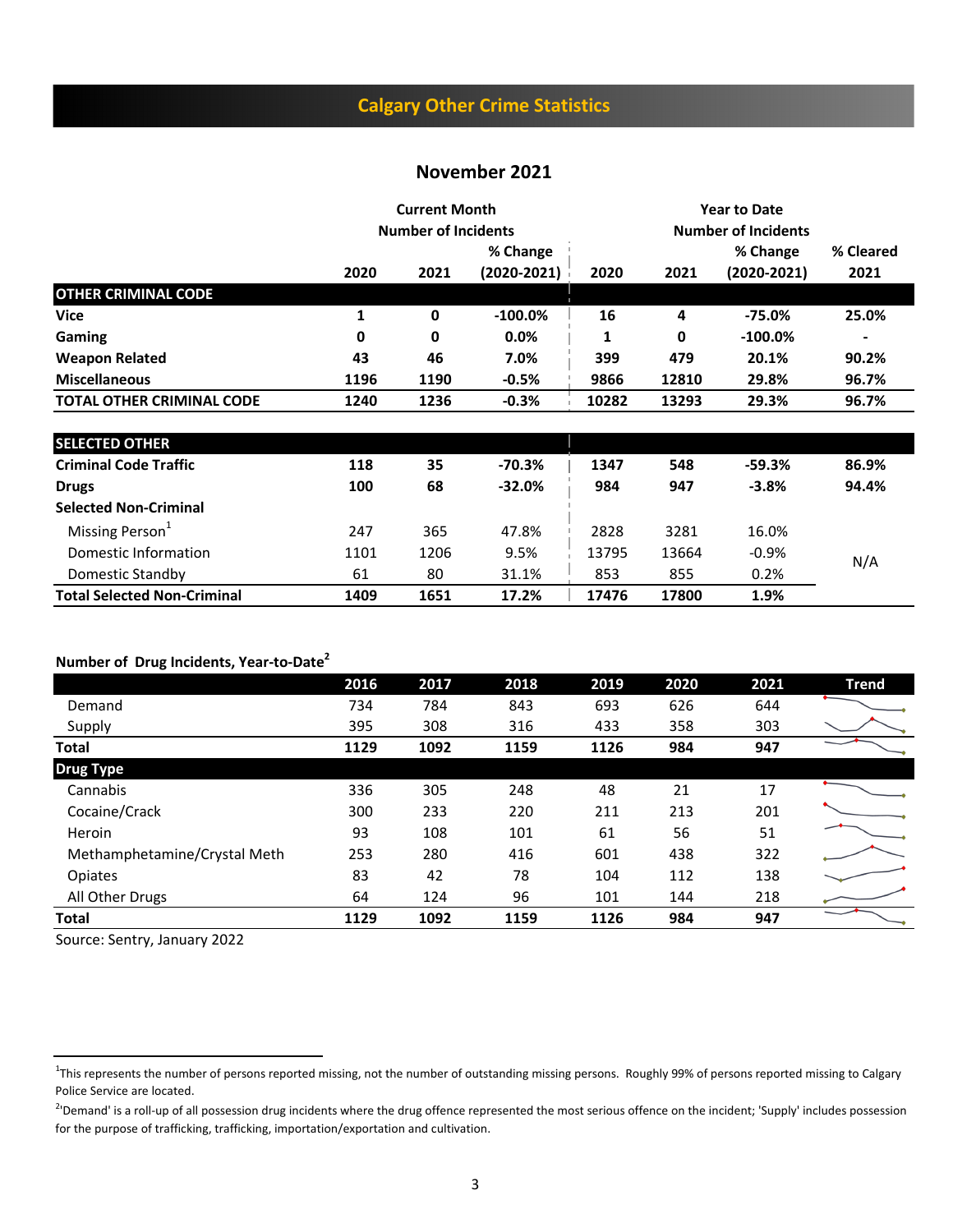## Calgary Other Crime Statistics

### November 2021

| | Current Month Number of Incidents | | | Year to Date Number of Incidents | | | |
|---|---|---|---|---|---|---|---|
| | 2020 | 2021 | % Change (2020-2021) | 2020 | 2021 | % Change (2020-2021) | % Cleared 2021 |
| **OTHER CRIMINAL CODE** | | | | | | | |
| **Vice** | **1** | **0** | **-100.0%** | **16** | **4** | **-75.0%** | **25.0%** |
| **Gaming** | **0** | **0** | **0.0%** | **1** | **0** | **-100.0%** | **-** |
| **Weapon Related** | **43** | **46** | **7.0%** | **399** | **479** | **20.1%** | **90.2%** |
| **Miscellaneous** | **1196** | **1190** | **-0.5%** | **9866** | **12810** | **29.8%** | **96.7%** |
| **TOTAL OTHER CRIMINAL CODE** | **1240** | **1236** | **-0.3%** | **10282** | **13293** | **29.3%** | **96.7%** |
| **SELECTED OTHER** | | | | | | | |
| **Criminal Code Traffic** | **118** | **35** | **-70.3%** | **1347** | **548** | **-59.3%** | **86.9%** |
| **Drugs** | **100** | **68** | **-32.0%** | **984** | **947** | **-3.8%** | **94.4%** |
| **Selected Non-Criminal** | | | | | | | |
| Missing Person[1] | 247 | 365 | 47.8% | 2828 | 3281 | 16.0% | N/A |
| Domestic Information | 1101 | 1206 | 9.5% | 13795 | 13664 | -0.9% | |
| Domestic Standby | 61 | 80 | 31.1% | 853 | 855 | 0.2% | |
| **Total Selected Non-Criminal** | **1409** | **1651** | **17.2%** | **17476** | **17800** | **1.9%** | |

**Number of Drug Incidents, Year-to-Date[2]**

| | 2016 | 2017 | 2018 | 2019 | 2020 | 2021 | Trend |
|---|---|---|---|---|---|---|---|
| Demand | 734 | 784 | 843 | 693 | 626 | 644 | |
| Supply | 395 | 308 | 316 | 433 | 358 | 303 | |
| **Total** | **1129** | **1092** | **1159** | **1126** | **984** | **947** | |
| **Drug Type** | | | | | | | |
| Cannabis | 336 | 305 | 248 | 48 | 21 | 17 | |
| Cocaine/Crack | 300 | 233 | 220 | 211 | 213 | 201 | |
| Heroin | 93 | 108 | 101 | 61 | 56 | 51 | |
| Methamphetamine/Crystal Meth | 253 | 280 | 416 | 601 | 438 | 322 | |
| Opiates | 83 | 42 | 78 | 104 | 112 | 138 | |
| All Other Drugs | 64 | 124 | 96 | 101 | 144 | 218 | |
| **Total** | **1129** | **1092** | **1159** | **1126** | **984** | **947** | |

Source: Sentry, January 2022

[1] This represents the number of persons reported missing, not the number of outstanding missing persons. Roughly 99% of persons reported missing to Calgary Police Service are located.

[2] 'Demand' is a roll-up of all possession drug incidents where the drug offence represented the most serious offence on the incident; 'Supply' includes possession for the purpose of trafficking, trafficking, importation/exportation and cultivation.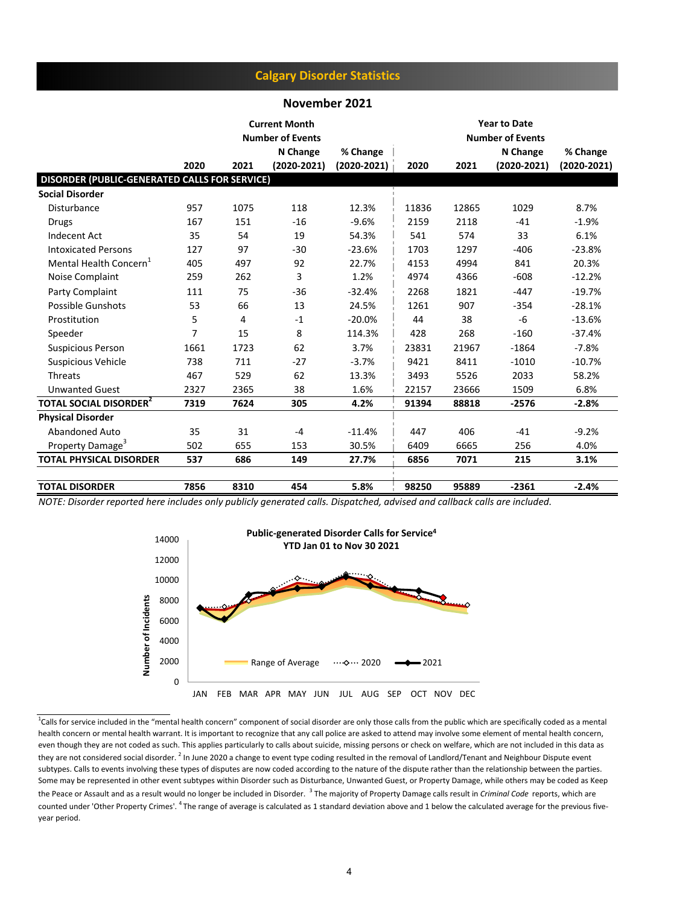## Calgary Disorder Statistics

### November 2021

| | Current Month | | | | Year to Date | | | |
|---|---|---|---|---|---|---|---|---|
| | Number of Events | | | | Number of Events | | | |
| | 2020 | 2021 | N Change (2020-2021) | % Change (2020-2021) | 2020 | 2021 | N Change (2020-2021) | % Change (2020-2021) |
| **DISORDER (PUBLIC-GENERATED CALLS FOR SERVICE)** | | | | | | | | |
| **Social Disorder** | | | | | | | | |
| Disturbance | 957 | 1075 | 118 | 12.3% | 11836 | 12865 | 1029 | 8.7% |
| Drugs | 167 | 151 | -16 | -9.6% | 2159 | 2118 | -41 | -1.9% |
| Indecent Act | 35 | 54 | 19 | 54.3% | 541 | 574 | 33 | 6.1% |
| Intoxicated Persons | 127 | 97 | -30 | -23.6% | 1703 | 1297 | -406 | -23.8% |
| Mental Health Concern[1] | 405 | 497 | 92 | 22.7% | 4153 | 4994 | 841 | 20.3% |
| Noise Complaint | 259 | 262 | 3 | 1.2% | 4974 | 4366 | -608 | -12.2% |
| Party Complaint | 111 | 75 | -36 | -32.4% | 2268 | 1821 | -447 | -19.7% |
| Possible Gunshots | 53 | 66 | 13 | 24.5% | 1261 | 907 | -354 | -28.1% |
| Prostitution | 5 | 4 | -1 | -20.0% | 44 | 38 | -6 | -13.6% |
| Speeder | 7 | 15 | 8 | 114.3% | 428 | 268 | -160 | -37.4% |
| Suspicious Person | 1661 | 1723 | 62 | 3.7% | 23831 | 21967 | -1864 | -7.8% |
| Suspicious Vehicle | 738 | 711 | -27 | -3.7% | 9421 | 8411 | -1010 | -10.7% |
| Threats | 467 | 529 | 62 | 13.3% | 3493 | 5526 | 2033 | 58.2% |
| Unwanted Guest | 2327 | 2365 | 38 | 1.6% | 22157 | 23666 | 1509 | 6.8% |
| **TOTAL SOCIAL DISORDER[2]** | **7319** | **7624** | **305** | **4.2%** | **91394** | **88818** | **-2576** | **-2.8%** |
| **Physical Disorder** | | | | | | | | |
| Abandoned Auto | 35 | 31 | -4 | -11.4% | 447 | 406 | -41 | -9.2% |
| Property Damage[3] | 502 | 655 | 153 | 30.5% | 6409 | 6665 | 256 | 4.0% |
| **TOTAL PHYSICAL DISORDER** | **537** | **686** | **149** | **27.7%** | **6856** | **7071** | **215** | **3.1%** |
| **TOTAL DISORDER** | **7856** | **8310** | **454** | **5.8%** | **98250** | **95889** | **-2361** | **-2.4%** |

*NOTE: Disorder reported here includes only publicly generated calls. Dispatched, advised and callback calls are included.*

**Public-generated Disorder Calls for Service[4]**
**YTD Jan 01 to Nov 30 2021**

(Chart: Number of Incidents, 0–14000, JAN–DEC; legend: Range of Average, 2020, 2021)

[1]Calls for service included in the "mental health concern" component of social disorder are only those calls from the public which are specifically coded as a mental health concern or mental health warrant. It is important to recognize that any call police are asked to attend may involve some element of mental health concern, even though they are not coded as such. This applies particularly to calls about suicide, missing persons or check on welfare, which are not included in this data as they are not considered social disorder. [2] In June 2020 a change to event type coding resulted in the removal of Landlord/Tenant and Neighbour Dispute event subtypes. Calls to events involving these types of disputes are now coded according to the nature of the dispute rather than the relationship between the parties. Some may be represented in other event subtypes within Disorder such as Disturbance, Unwanted Guest, or Property Damage, while others may be coded as Keep the Peace or Assault and as a result would no longer be included in Disorder. [3] The majority of Property Damage calls result in *Criminal Code* reports, which are counted under 'Other Property Crimes'. [4] The range of average is calculated as 1 standard deviation above and 1 below the calculated average for the previous five-year period.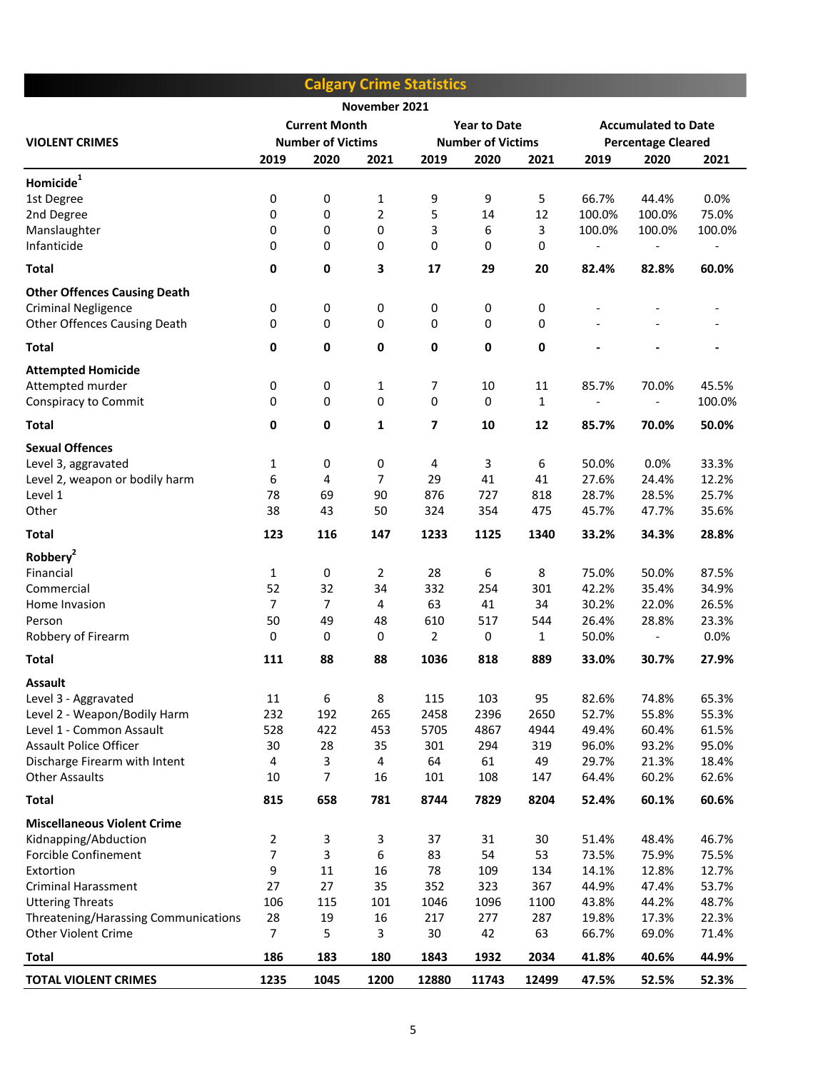# Calgary Crime Statistics

**November 2021**

| VIOLENT CRIMES | Current Month Number of Victims | | | Year to Date Number of Victims | | | Accumulated to Date Percentage Cleared | | |
|---|---|---|---|---|---|---|---|---|---|
| | 2019 | 2020 | 2021 | 2019 | 2020 | 2021 | 2019 | 2020 | 2021 |
| **Homicide**[1] | | | | | | | | | |
| 1st Degree | 0 | 0 | 1 | 9 | 9 | 5 | 66.7% | 44.4% | 0.0% |
| 2nd Degree | 0 | 0 | 2 | 5 | 14 | 12 | 100.0% | 100.0% | 75.0% |
| Manslaughter | 0 | 0 | 0 | 3 | 6 | 3 | 100.0% | 100.0% | 100.0% |
| Infanticide | 0 | 0 | 0 | 0 | 0 | 0 | - | - | - |
| **Total** | **0** | **0** | **3** | **17** | **29** | **20** | **82.4%** | **82.8%** | **60.0%** |
| **Other Offences Causing Death** | | | | | | | | | |
| Criminal Negligence | 0 | 0 | 0 | 0 | 0 | 0 | - | - | - |
| Other Offences Causing Death | 0 | 0 | 0 | 0 | 0 | 0 | - | - | - |
| **Total** | **0** | **0** | **0** | **0** | **0** | **0** | **-** | **-** | **-** |
| **Attempted Homicide** | | | | | | | | | |
| Attempted murder | 0 | 0 | 1 | 7 | 10 | 11 | 85.7% | 70.0% | 45.5% |
| Conspiracy to Commit | 0 | 0 | 0 | 0 | 0 | 1 | - | - | 100.0% |
| **Total** | **0** | **0** | **1** | **7** | **10** | **12** | **85.7%** | **70.0%** | **50.0%** |
| **Sexual Offences** | | | | | | | | | |
| Level 3, aggravated | 1 | 0 | 0 | 4 | 3 | 6 | 50.0% | 0.0% | 33.3% |
| Level 2, weapon or bodily harm | 6 | 4 | 7 | 29 | 41 | 41 | 27.6% | 24.4% | 12.2% |
| Level 1 | 78 | 69 | 90 | 876 | 727 | 818 | 28.7% | 28.5% | 25.7% |
| Other | 38 | 43 | 50 | 324 | 354 | 475 | 45.7% | 47.7% | 35.6% |
| **Total** | **123** | **116** | **147** | **1233** | **1125** | **1340** | **33.2%** | **34.3%** | **28.8%** |
| **Robbery**[2] | | | | | | | | | |
| Financial | 1 | 0 | 2 | 28 | 6 | 8 | 75.0% | 50.0% | 87.5% |
| Commercial | 52 | 32 | 34 | 332 | 254 | 301 | 42.2% | 35.4% | 34.9% |
| Home Invasion | 7 | 7 | 4 | 63 | 41 | 34 | 30.2% | 22.0% | 26.5% |
| Person | 50 | 49 | 48 | 610 | 517 | 544 | 26.4% | 28.8% | 23.3% |
| Robbery of Firearm | 0 | 0 | 0 | 2 | 0 | 1 | 50.0% | - | 0.0% |
| **Total** | **111** | **88** | **88** | **1036** | **818** | **889** | **33.0%** | **30.7%** | **27.9%** |
| **Assault** | | | | | | | | | |
| Level 3 - Aggravated | 11 | 6 | 8 | 115 | 103 | 95 | 82.6% | 74.8% | 65.3% |
| Level 2 - Weapon/Bodily Harm | 232 | 192 | 265 | 2458 | 2396 | 2650 | 52.7% | 55.8% | 55.3% |
| Level 1 - Common Assault | 528 | 422 | 453 | 5705 | 4867 | 4944 | 49.4% | 60.4% | 61.5% |
| Assault Police Officer | 30 | 28 | 35 | 301 | 294 | 319 | 96.0% | 93.2% | 95.0% |
| Discharge Firearm with Intent | 4 | 3 | 4 | 64 | 61 | 49 | 29.7% | 21.3% | 18.4% |
| Other Assaults | 10 | 7 | 16 | 101 | 108 | 147 | 64.4% | 60.2% | 62.6% |
| **Total** | **815** | **658** | **781** | **8744** | **7829** | **8204** | **52.4%** | **60.1%** | **60.6%** |
| **Miscellaneous Violent Crime** | | | | | | | | | |
| Kidnapping/Abduction | 2 | 3 | 3 | 37 | 31 | 30 | 51.4% | 48.4% | 46.7% |
| Forcible Confinement | 7 | 3 | 6 | 83 | 54 | 53 | 73.5% | 75.9% | 75.5% |
| Extortion | 9 | 11 | 16 | 78 | 109 | 134 | 14.1% | 12.8% | 12.7% |
| Criminal Harassment | 27 | 27 | 35 | 352 | 323 | 367 | 44.9% | 47.4% | 53.7% |
| Uttering Threats | 106 | 115 | 101 | 1046 | 1096 | 1100 | 43.8% | 44.2% | 48.7% |
| Threatening/Harassing Communications | 28 | 19 | 16 | 217 | 277 | 287 | 19.8% | 17.3% | 22.3% |
| Other Violent Crime | 7 | 5 | 3 | 30 | 42 | 63 | 66.7% | 69.0% | 71.4% |
| **Total** | **186** | **183** | **180** | **1843** | **1932** | **2034** | **41.8%** | **40.6%** | **44.9%** |
| **TOTAL VIOLENT CRIMES** | **1235** | **1045** | **1200** | **12880** | **11743** | **12499** | **47.5%** | **52.5%** | **52.3%** |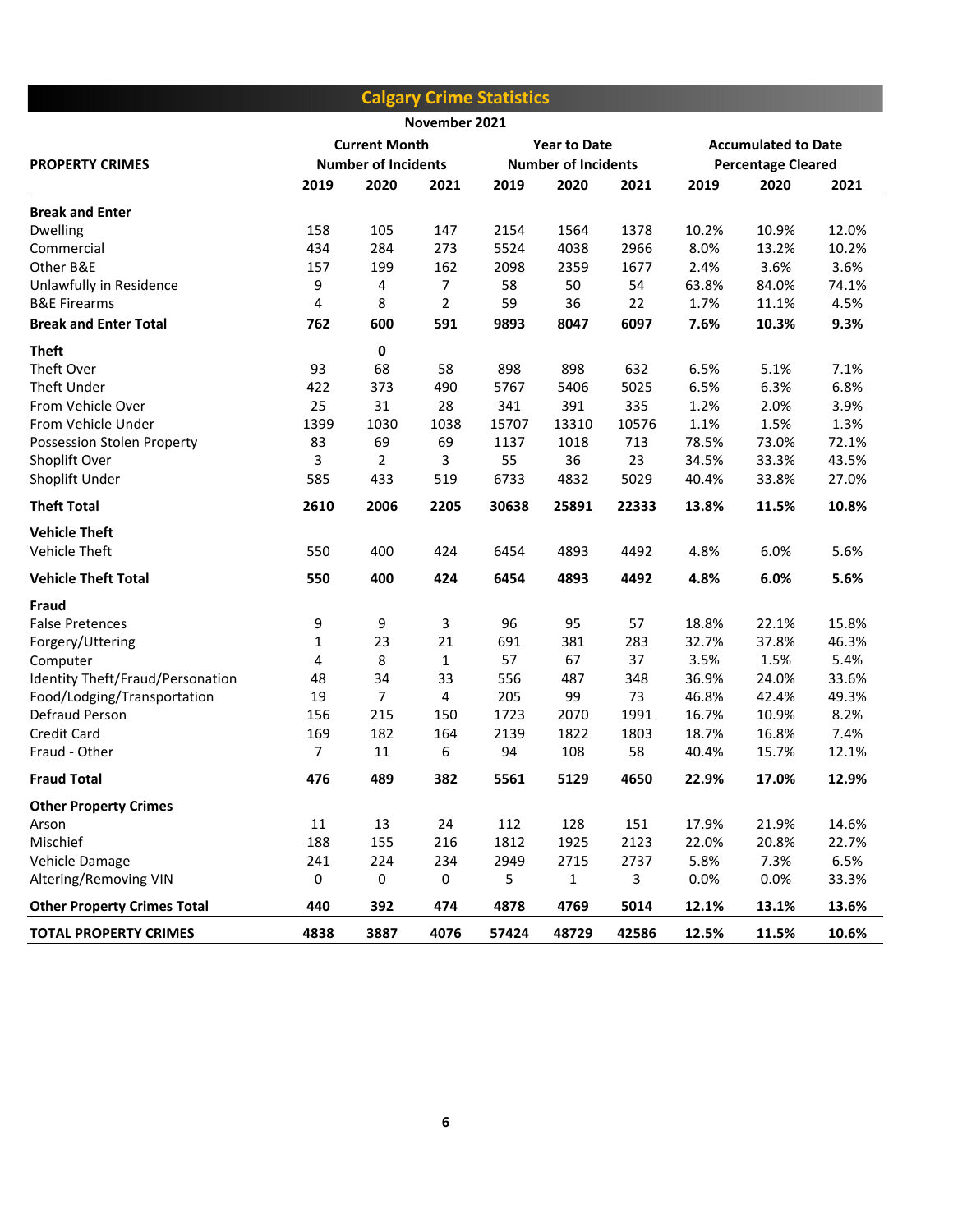# Calgary Crime Statistics

November 2021

| PROPERTY CRIMES | Current Month Number of Incidents | | | Year to Date Number of Incidents | | | Accumulated to Date Percentage Cleared | | |
|---|---|---|---|---|---|---|---|---|---|
| | 2019 | 2020 | 2021 | 2019 | 2020 | 2021 | 2019 | 2020 | 2021 |
| **Break and Enter** | | | | | | | | | |
| Dwelling | 158 | 105 | 147 | 2154 | 1564 | 1378 | 10.2% | 10.9% | 12.0% |
| Commercial | 434 | 284 | 273 | 5524 | 4038 | 2966 | 8.0% | 13.2% | 10.2% |
| Other B&E | 157 | 199 | 162 | 2098 | 2359 | 1677 | 2.4% | 3.6% | 3.6% |
| Unlawfully in Residence | 9 | 4 | 7 | 58 | 50 | 54 | 63.8% | 84.0% | 74.1% |
| B&E Firearms | 4 | 8 | 2 | 59 | 36 | 22 | 1.7% | 11.1% | 4.5% |
| **Break and Enter Total** | **762** | **600** | **591** | **9893** | **8047** | **6097** | **7.6%** | **10.3%** | **9.3%** |
| **Theft** | | **0** | | | | | | | |
| Theft Over | 93 | 68 | 58 | 898 | 898 | 632 | 6.5% | 5.1% | 7.1% |
| Theft Under | 422 | 373 | 490 | 5767 | 5406 | 5025 | 6.5% | 6.3% | 6.8% |
| From Vehicle Over | 25 | 31 | 28 | 341 | 391 | 335 | 1.2% | 2.0% | 3.9% |
| From Vehicle Under | 1399 | 1030 | 1038 | 15707 | 13310 | 10576 | 1.1% | 1.5% | 1.3% |
| Possession Stolen Property | 83 | 69 | 69 | 1137 | 1018 | 713 | 78.5% | 73.0% | 72.1% |
| Shoplift Over | 3 | 2 | 3 | 55 | 36 | 23 | 34.5% | 33.3% | 43.5% |
| Shoplift Under | 585 | 433 | 519 | 6733 | 4832 | 5029 | 40.4% | 33.8% | 27.0% |
| **Theft Total** | **2610** | **2006** | **2205** | **30638** | **25891** | **22333** | **13.8%** | **11.5%** | **10.8%** |
| **Vehicle Theft** | | | | | | | | | |
| Vehicle Theft | 550 | 400 | 424 | 6454 | 4893 | 4492 | 4.8% | 6.0% | 5.6% |
| **Vehicle Theft Total** | **550** | **400** | **424** | **6454** | **4893** | **4492** | **4.8%** | **6.0%** | **5.6%** |
| **Fraud** | | | | | | | | | |
| False Pretences | 9 | 9 | 3 | 96 | 95 | 57 | 18.8% | 22.1% | 15.8% |
| Forgery/Uttering | 1 | 23 | 21 | 691 | 381 | 283 | 32.7% | 37.8% | 46.3% |
| Computer | 4 | 8 | 1 | 57 | 67 | 37 | 3.5% | 1.5% | 5.4% |
| Identity Theft/Fraud/Personation | 48 | 34 | 33 | 556 | 487 | 348 | 36.9% | 24.0% | 33.6% |
| Food/Lodging/Transportation | 19 | 7 | 4 | 205 | 99 | 73 | 46.8% | 42.4% | 49.3% |
| Defraud Person | 156 | 215 | 150 | 1723 | 2070 | 1991 | 16.7% | 10.9% | 8.2% |
| Credit Card | 169 | 182 | 164 | 2139 | 1822 | 1803 | 18.7% | 16.8% | 7.4% |
| Fraud - Other | 7 | 11 | 6 | 94 | 108 | 58 | 40.4% | 15.7% | 12.1% |
| **Fraud Total** | **476** | **489** | **382** | **5561** | **5129** | **4650** | **22.9%** | **17.0%** | **12.9%** |
| **Other Property Crimes** | | | | | | | | | |
| Arson | 11 | 13 | 24 | 112 | 128 | 151 | 17.9% | 21.9% | 14.6% |
| Mischief | 188 | 155 | 216 | 1812 | 1925 | 2123 | 22.0% | 20.8% | 22.7% |
| Vehicle Damage | 241 | 224 | 234 | 2949 | 2715 | 2737 | 5.8% | 7.3% | 6.5% |
| Altering/Removing VIN | 0 | 0 | 0 | 5 | 1 | 3 | 0.0% | 0.0% | 33.3% |
| **Other Property Crimes Total** | **440** | **392** | **474** | **4878** | **4769** | **5014** | **12.1%** | **13.1%** | **13.6%** |
| **TOTAL PROPERTY CRIMES** | **4838** | **3887** | **4076** | **57424** | **48729** | **42586** | **12.5%** | **11.5%** | **10.6%** |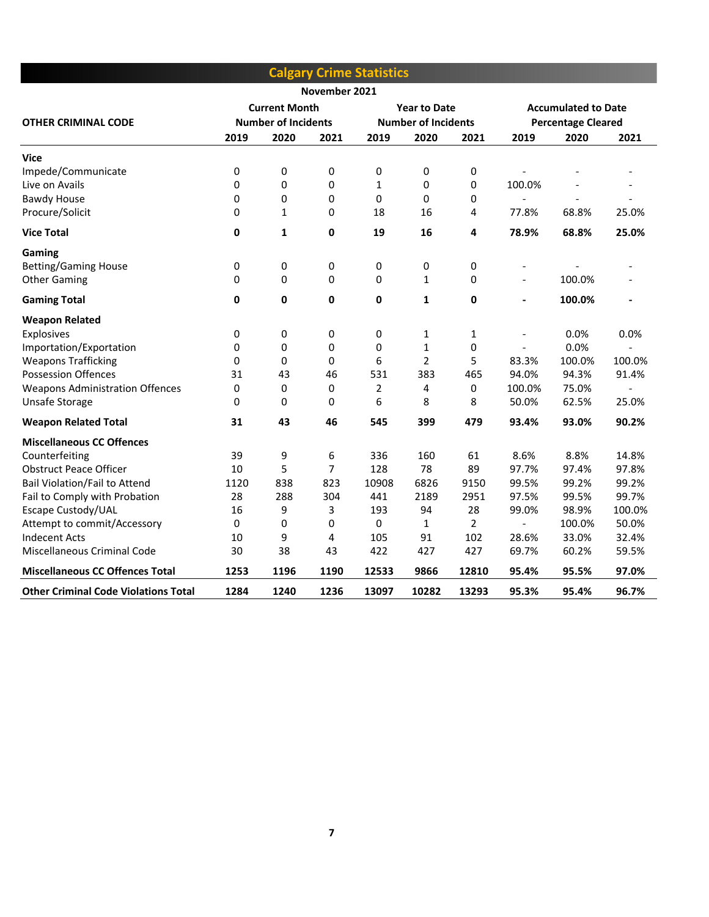# Calgary Crime Statistics

November 2021

| OTHER CRIMINAL CODE | Current Month Number of Incidents | | | Year to Date Number of Incidents | | | Accumulated to Date Percentage Cleared | | |
|---|---|---|---|---|---|---|---|---|---|
| | 2019 | 2020 | 2021 | 2019 | 2020 | 2021 | 2019 | 2020 | 2021 |
| **Vice** | | | | | | | | | |
| Impede/Communicate | 0 | 0 | 0 | 0 | 0 | 0 | - | - | - |
| Live on Avails | 0 | 0 | 0 | 1 | 0 | 0 | 100.0% | - | - |
| Bawdy House | 0 | 0 | 0 | 0 | 0 | 0 | - | - | - |
| Procure/Solicit | 0 | 1 | 0 | 18 | 16 | 4 | 77.8% | 68.8% | 25.0% |
| **Vice Total** | **0** | **1** | **0** | **19** | **16** | **4** | **78.9%** | **68.8%** | **25.0%** |
| **Gaming** | | | | | | | | | |
| Betting/Gaming House | 0 | 0 | 0 | 0 | 0 | 0 | - | - | - |
| Other Gaming | 0 | 0 | 0 | 0 | 1 | 0 | - | 100.0% | - |
| **Gaming Total** | **0** | **0** | **0** | **0** | **1** | **0** | **-** | **100.0%** | **-** |
| **Weapon Related** | | | | | | | | | |
| Explosives | 0 | 0 | 0 | 0 | 1 | 1 | - | 0.0% | 0.0% |
| Importation/Exportation | 0 | 0 | 0 | 0 | 1 | 0 | - | 0.0% | - |
| Weapons Trafficking | 0 | 0 | 0 | 6 | 2 | 5 | 83.3% | 100.0% | 100.0% |
| Possession Offences | 31 | 43 | 46 | 531 | 383 | 465 | 94.0% | 94.3% | 91.4% |
| Weapons Administration Offences | 0 | 0 | 0 | 2 | 4 | 0 | 100.0% | 75.0% | - |
| Unsafe Storage | 0 | 0 | 0 | 6 | 8 | 8 | 50.0% | 62.5% | 25.0% |
| **Weapon Related Total** | **31** | **43** | **46** | **545** | **399** | **479** | **93.4%** | **93.0%** | **90.2%** |
| **Miscellaneous CC Offences** | | | | | | | | | |
| Counterfeiting | 39 | 9 | 6 | 336 | 160 | 61 | 8.6% | 8.8% | 14.8% |
| Obstruct Peace Officer | 10 | 5 | 7 | 128 | 78 | 89 | 97.7% | 97.4% | 97.8% |
| Bail Violation/Fail to Attend | 1120 | 838 | 823 | 10908 | 6826 | 9150 | 99.5% | 99.2% | 99.2% |
| Fail to Comply with Probation | 28 | 288 | 304 | 441 | 2189 | 2951 | 97.5% | 99.5% | 99.7% |
| Escape Custody/UAL | 16 | 9 | 3 | 193 | 94 | 28 | 99.0% | 98.9% | 100.0% |
| Attempt to commit/Accessory | 0 | 0 | 0 | 0 | 1 | 2 | - | 100.0% | 50.0% |
| Indecent Acts | 10 | 9 | 4 | 105 | 91 | 102 | 28.6% | 33.0% | 32.4% |
| Miscellaneous Criminal Code | 30 | 38 | 43 | 422 | 427 | 427 | 69.7% | 60.2% | 59.5% |
| **Miscellaneous CC Offences Total** | **1253** | **1196** | **1190** | **12533** | **9866** | **12810** | **95.4%** | **95.5%** | **97.0%** |
| **Other Criminal Code Violations Total** | **1284** | **1240** | **1236** | **13097** | **10282** | **13293** | **95.3%** | **95.4%** | **96.7%** |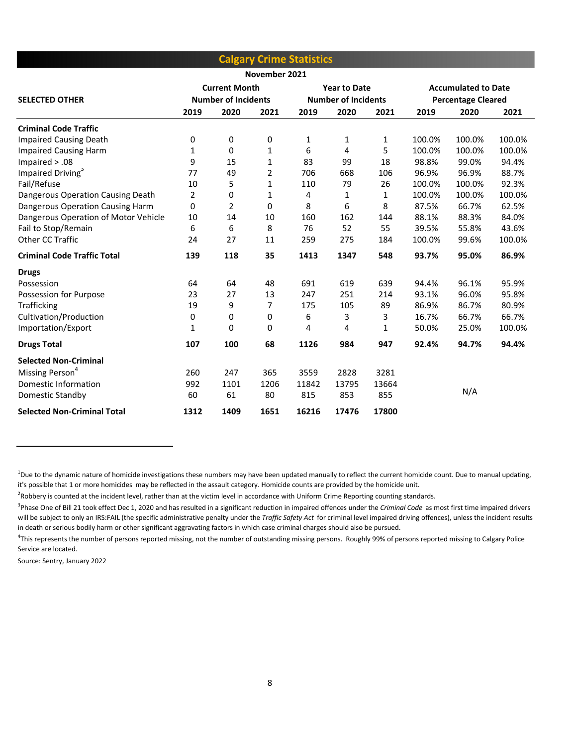# Calgary Crime Statistics

**November 2021**

| SELECTED OTHER | Current Month Number of Incidents | | | Year to Date Number of Incidents | | | Accumulated to Date Percentage Cleared | | |
|---|---|---|---|---|---|---|---|---|---|
| | 2019 | 2020 | 2021 | 2019 | 2020 | 2021 | 2019 | 2020 | 2021 |
| **Criminal Code Traffic** | | | | | | | | | |
| Impaired Causing Death | 0 | 0 | 0 | 1 | 1 | 1 | 100.0% | 100.0% | 100.0% |
| Impaired Causing Harm | 1 | 0 | 1 | 6 | 4 | 5 | 100.0% | 100.0% | 100.0% |
| Impaired > .08 | 9 | 15 | 1 | 83 | 99 | 18 | 98.8% | 99.0% | 94.4% |
| Impaired Driving[3] | 77 | 49 | 2 | 706 | 668 | 106 | 96.9% | 96.9% | 88.7% |
| Fail/Refuse | 10 | 5 | 1 | 110 | 79 | 26 | 100.0% | 100.0% | 92.3% |
| Dangerous Operation Causing Death | 2 | 0 | 1 | 4 | 1 | 1 | 100.0% | 100.0% | 100.0% |
| Dangerous Operation Causing Harm | 0 | 2 | 0 | 8 | 6 | 8 | 87.5% | 66.7% | 62.5% |
| Dangerous Operation of Motor Vehicle | 10 | 14 | 10 | 160 | 162 | 144 | 88.1% | 88.3% | 84.0% |
| Fail to Stop/Remain | 6 | 6 | 8 | 76 | 52 | 55 | 39.5% | 55.8% | 43.6% |
| Other CC Traffic | 24 | 27 | 11 | 259 | 275 | 184 | 100.0% | 99.6% | 100.0% |
| **Criminal Code Traffic Total** | **139** | **118** | **35** | **1413** | **1347** | **548** | **93.7%** | **95.0%** | **86.9%** |
| **Drugs** | | | | | | | | | |
| Possession | 64 | 64 | 48 | 691 | 619 | 639 | 94.4% | 96.1% | 95.9% |
| Possession for Purpose | 23 | 27 | 13 | 247 | 251 | 214 | 93.1% | 96.0% | 95.8% |
| Trafficking | 19 | 9 | 7 | 175 | 105 | 89 | 86.9% | 86.7% | 80.9% |
| Cultivation/Production | 0 | 0 | 0 | 6 | 3 | 3 | 16.7% | 66.7% | 66.7% |
| Importation/Export | 1 | 0 | 0 | 4 | 4 | 1 | 50.0% | 25.0% | 100.0% |
| **Drugs Total** | **107** | **100** | **68** | **1126** | **984** | **947** | **92.4%** | **94.7%** | **94.4%** |
| **Selected Non-Criminal** | | | | | | | | | |
| Missing Person[4] | 260 | 247 | 365 | 3559 | 2828 | 3281 | | | |
| Domestic Information | 992 | 1101 | 1206 | 11842 | 13795 | 13664 | | N/A | |
| Domestic Standby | 60 | 61 | 80 | 815 | 853 | 855 | | | |
| **Selected Non-Criminal Total** | **1312** | **1409** | **1651** | **16216** | **17476** | **17800** | | | |

[1]Due to the dynamic nature of homicide investigations these numbers may have been updated manually to reflect the current homicide count. Due to manual updating, it's possible that 1 or more homicides may be reflected in the assault category. Homicide counts are provided by the homicide unit.

[2]Robbery is counted at the incident level, rather than at the victim level in accordance with Uniform Crime Reporting counting standards.

[3]Phase One of Bill 21 took effect Dec 1, 2020 and has resulted in a significant reduction in impaired offences under the *Criminal Code* as most first time impaired drivers will be subject to only an IRS:FAIL (the specific administrative penalty under the *Traffic Safety Act* for criminal level impaired driving offences), unless the incident results in death or serious bodily harm or other significant aggravating factors in which case criminal charges should also be pursued.

[4]This represents the number of persons reported missing, not the number of outstanding missing persons. Roughly 99% of persons reported missing to Calgary Police Service are located.

Source: Sentry, January 2022